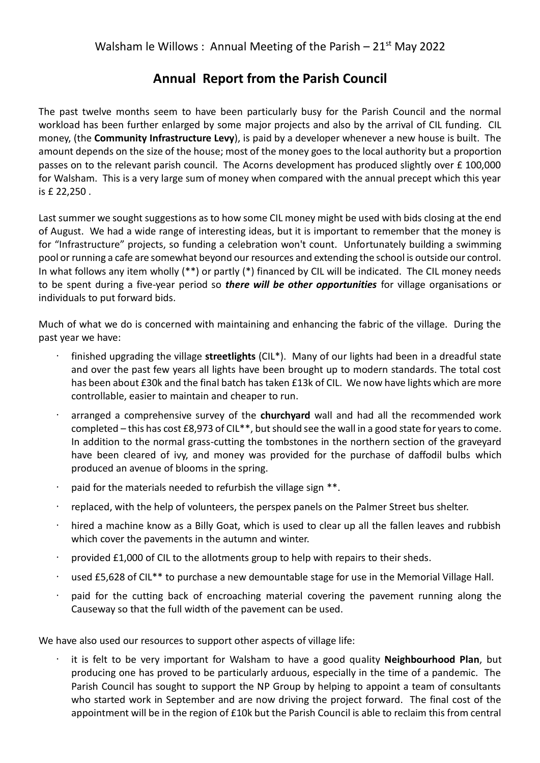Walsham le Willows : Annual Meeting of the Parish – 21st May 2022

# Annual Report from the Parish Council

The past twelve months seem to have been particularly busy for the Parish Council and the normal workload has been further enlarged by some major projects and also by the arrival of CIL funding. CIL money, (the **Community Infrastructure Levy**), is paid by a developer whenever a new house is built. The amount depends on the size of the house; most of the money goes to the local authority but a proportion passes on to the relevant parish council. The Acorns development has produced slightly over £ 100,000 for Walsham. This is a very large sum of money when compared with the annual precept which this year is £ 22,250 .

Last summer we sought suggestions as to how some CIL money might be used with bids closing at the end of August. We had a wide range of interesting ideas, but it is important to remember that the money is for "Infrastructure" projects, so funding a celebration won't count. Unfortunately building a swimming pool or running a cafe are somewhat beyond our resources and extending the school is outside our control. In what follows any item wholly (**) or partly (*) financed by CIL will be indicated. The CIL money needs to be spent during a five-year period so ***there will be other opportunities*** for village organisations or individuals to put forward bids.

Much of what we do is concerned with maintaining and enhancing the fabric of the village. During the past year we have:

- finished upgrading the village **streetlights** (CIL*). Many of our lights had been in a dreadful state and over the past few years all lights have been brought up to modern standards. The total cost has been about £30k and the final batch has taken £13k of CIL. We now have lights which are more controllable, easier to maintain and cheaper to run.
- arranged a comprehensive survey of the **churchyard** wall and had all the recommended work completed – this has cost £8,973 of CIL**, but should see the wall in a good state for years to come. In addition to the normal grass-cutting the tombstones in the northern section of the graveyard have been cleared of ivy, and money was provided for the purchase of daffodil bulbs which produced an avenue of blooms in the spring.
- paid for the materials needed to refurbish the village sign **.
- replaced, with the help of volunteers, the perspex panels on the Palmer Street bus shelter.
- hired a machine know as a Billy Goat, which is used to clear up all the fallen leaves and rubbish which cover the pavements in the autumn and winter.
- provided £1,000 of CIL to the allotments group to help with repairs to their sheds.
- used £5,628 of CIL** to purchase a new demountable stage for use in the Memorial Village Hall.
- paid for the cutting back of encroaching material covering the pavement running along the Causeway so that the full width of the pavement can be used.

We have also used our resources to support other aspects of village life:

- it is felt to be very important for Walsham to have a good quality **Neighbourhood Plan**, but producing one has proved to be particularly arduous, especially in the time of a pandemic. The Parish Council has sought to support the NP Group by helping to appoint a team of consultants who started work in September and are now driving the project forward. The final cost of the appointment will be in the region of £10k but the Parish Council is able to reclaim this from central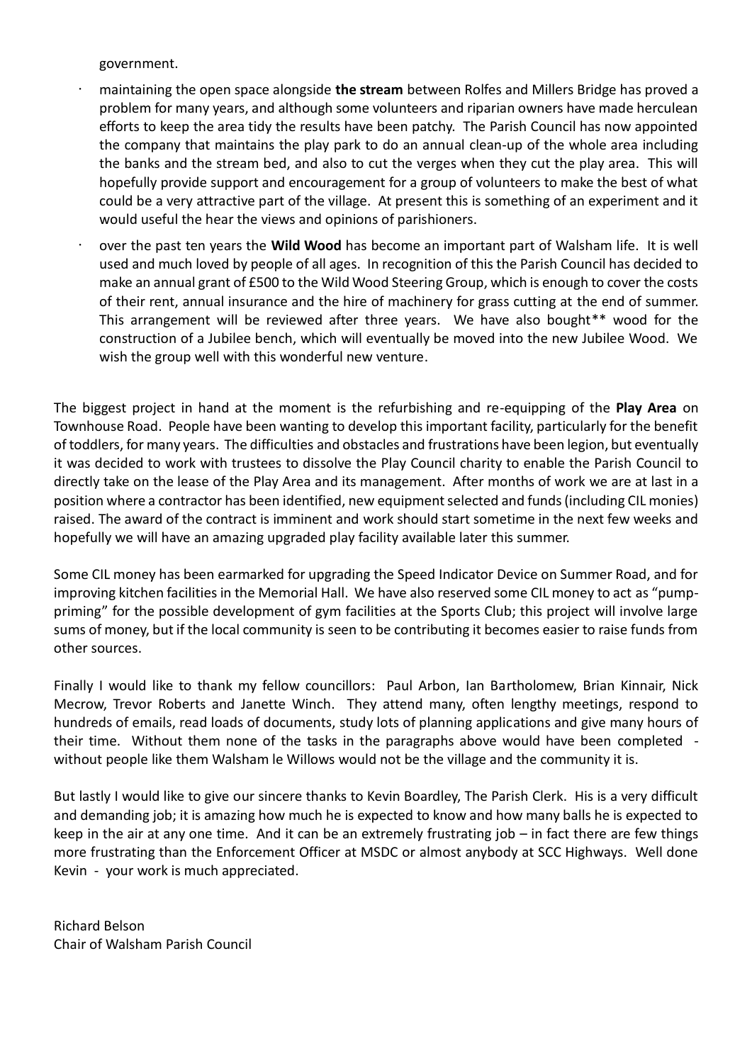government.

- maintaining the open space alongside **the stream** between Rolfes and Millers Bridge has proved a problem for many years, and although some volunteers and riparian owners have made herculean efforts to keep the area tidy the results have been patchy. The Parish Council has now appointed the company that maintains the play park to do an annual clean-up of the whole area including the banks and the stream bed, and also to cut the verges when they cut the play area. This will hopefully provide support and encouragement for a group of volunteers to make the best of what could be a very attractive part of the village. At present this is something of an experiment and it would useful the hear the views and opinions of parishioners.
- over the past ten years the **Wild Wood** has become an important part of Walsham life. It is well used and much loved by people of all ages. In recognition of this the Parish Council has decided to make an annual grant of £500 to the Wild Wood Steering Group, which is enough to cover the costs of their rent, annual insurance and the hire of machinery for grass cutting at the end of summer. This arrangement will be reviewed after three years. We have also bought** wood for the construction of a Jubilee bench, which will eventually be moved into the new Jubilee Wood. We wish the group well with this wonderful new venture.

The biggest project in hand at the moment is the refurbishing and re-equipping of the **Play Area** on Townhouse Road. People have been wanting to develop this important facility, particularly for the benefit of toddlers, for many years. The difficulties and obstacles and frustrations have been legion, but eventually it was decided to work with trustees to dissolve the Play Council charity to enable the Parish Council to directly take on the lease of the Play Area and its management. After months of work we are at last in a position where a contractor has been identified, new equipment selected and funds (including CIL monies) raised. The award of the contract is imminent and work should start sometime in the next few weeks and hopefully we will have an amazing upgraded play facility available later this summer.

Some CIL money has been earmarked for upgrading the Speed Indicator Device on Summer Road, and for improving kitchen facilities in the Memorial Hall. We have also reserved some CIL money to act as "pump-priming" for the possible development of gym facilities at the Sports Club; this project will involve large sums of money, but if the local community is seen to be contributing it becomes easier to raise funds from other sources.

Finally I would like to thank my fellow councillors: Paul Arbon, Ian Bartholomew, Brian Kinnair, Nick Mecrow, Trevor Roberts and Janette Winch. They attend many, often lengthy meetings, respond to hundreds of emails, read loads of documents, study lots of planning applications and give many hours of their time. Without them none of the tasks in the paragraphs above would have been completed - without people like them Walsham le Willows would not be the village and the community it is.

But lastly I would like to give our sincere thanks to Kevin Boardley, The Parish Clerk. His is a very difficult and demanding job; it is amazing how much he is expected to know and how many balls he is expected to keep in the air at any one time. And it can be an extremely frustrating job – in fact there are few things more frustrating than the Enforcement Officer at MSDC or almost anybody at SCC Highways. Well done Kevin - your work is much appreciated.

Richard Belson
Chair of Walsham Parish Council